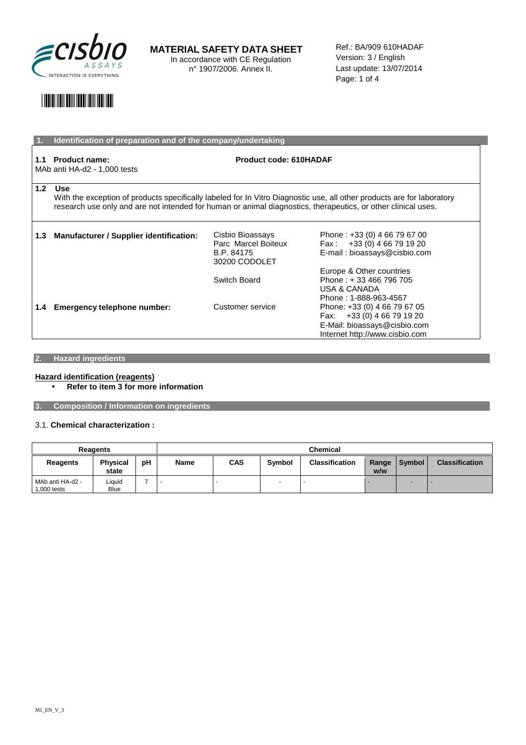**MATERIAL SAFETY DATA SHEET**
In accordance with CE Regulation n° 1907/2006. Annex II.

Ref.: BA/909 610HADAF
Version: 3 / English
Last update: 13/07/2014

## 1. Identification of preparation and of the company/undertaking

**1.1 Product name:**
MAb anti HA-d2 - 1,000 tests

**Product code: 610HADAF**

**1.2 Use**
With the exception of products specifically labeled for In Vitro Diagnostic use, all other products are for laboratory research use only and are not intended for human or animal diagnostics, therapeutics, or other clinical uses.

| | | |
|---|---|---|
| **1.3 Manufacturer / Supplier identification:** | Cisbio Bioassays<br>Parc Marcel Boiteux<br>B.P. 84175<br>30200 CODOLET | Phone : +33 (0) 4 66 79 67 00<br>Fax : +33 (0) 4 66 79 19 20<br>E-mail : bioassays@cisbio.com |
| | Switch Board | Europe & Other countries<br>Phone : + 33 466 796 705<br>USA & CANADA<br>Phone : 1-888-963-4567 |
| **1.4 Emergency telephone number:** | Customer service | Phone: +33 (0) 4 66 79 67 05<br>Fax: +33 (0) 4 66 79 19 20<br>E-Mail: bioassays@cisbio.com<br>Internet http://www.cisbio.com |

## 2. Hazard ingredients

**Hazard identification (reagents)**

- **Refer to item 3 for more information**

## 3. Composition / Information on ingredients

3.1. **Chemical characterization :**

| Reagents | | | Chemical | | | | | | |
|---|---|---|---|---|---|---|---|---|---|
| **Reagents** | **Physical state** | **pH** | **Name** | **CAS** | **Symbol** | **Classification** | **Range w/w** | **Symbol** | **Classification** |
| MAb anti HA-d2 - 1,000 tests | Liquid Blue | 7 | - | - | - | - | - | - | - |

M1_EN_V_3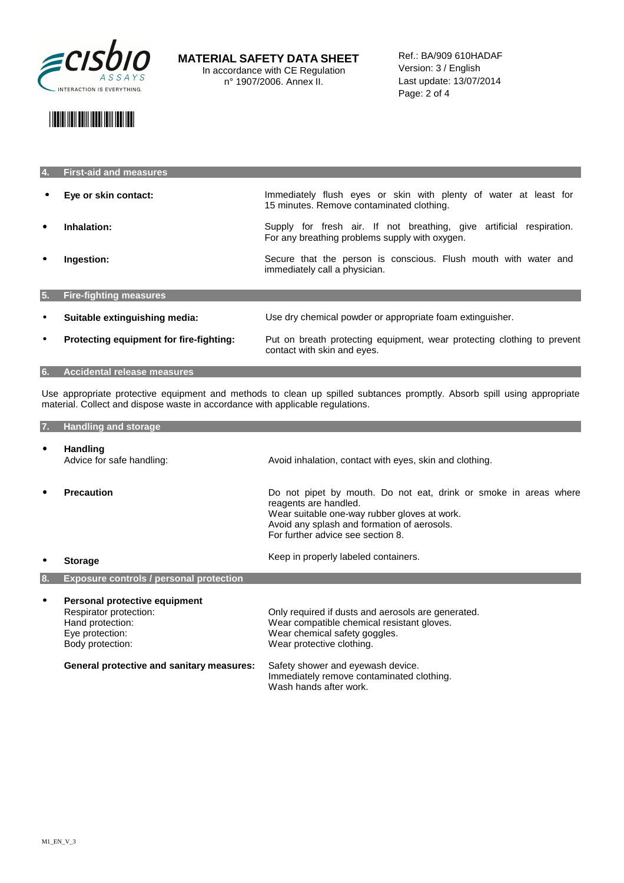## 4. First-aid and measures

- **Eye or skin contact:** Immediately flush eyes or skin with plenty of water at least for 15 minutes. Remove contaminated clothing.
- **Inhalation:** Supply for fresh air. If not breathing, give artificial respiration. For any breathing problems supply with oxygen.
- **Ingestion:** Secure that the person is conscious. Flush mouth with water and immediately call a physician.

## 5. Fire-fighting measures

- **Suitable extinguishing media:** Use dry chemical powder or appropriate foam extinguisher.
- **Protecting equipment for fire-fighting:** Put on breath protecting equipment, wear protecting clothing to prevent contact with skin and eyes.

## 6. Accidental release measures

Use appropriate protective equipment and methods to clean up spilled subtances promptly. Absorb spill using appropriate material. Collect and dispose waste in accordance with applicable regulations.

## 7. Handling and storage

- **Handling**
  Advice for safe handling: Avoid inhalation, contact with eyes, skin and clothing.
- **Precaution**
  Do not pipet by mouth. Do not eat, drink or smoke in areas where reagents are handled.
  Wear suitable one-way rubber gloves at work.
  Avoid any splash and formation of aerosols.
  For further advice see section 8.
- **Storage**
  Keep in properly labeled containers.

## 8. Exposure controls / personal protection

- **Personal protective equipment**
  Respirator protection: Only required if dusts and aerosols are generated.
  Hand protection: Wear compatible chemical resistant gloves.
  Eye protection: Wear chemical safety goggles.
  Body protection: Wear protective clothing.

  **General protective and sanitary measures:** Safety shower and eyewash device.
  Immediately remove contaminated clothing.
  Wash hands after work.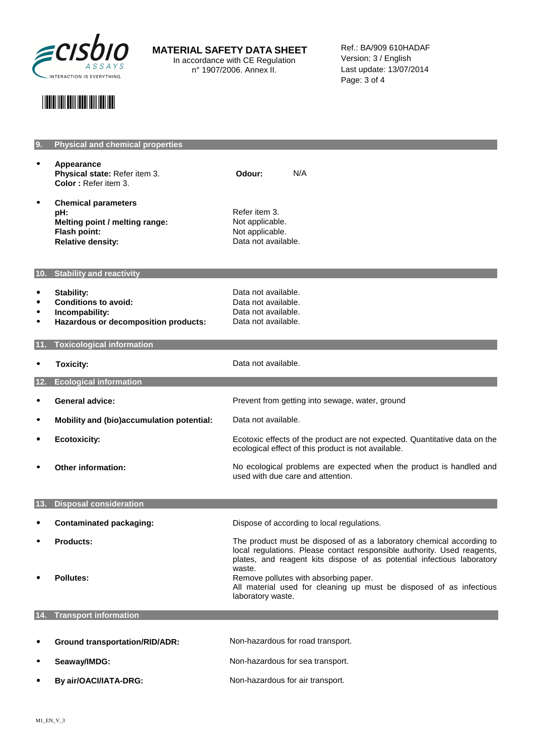## 9. Physical and chemical properties

- **Appearance**
  **Physical state:** Refer item 3.
  **Color :** Refer item 3.
  **Odour:** N/A

- **Chemical parameters**

| | |
|---|---|
| **pH:** | Refer item 3. |
| **Melting point / melting range:** | Not applicable. |
| **Flash point:** | Not applicable. |
| **Relative density:** | Data not available. |

## 10. Stability and reactivity

| | |
|---|---|
| **Stability:** | Data not available. |
| **Conditions to avoid:** | Data not available. |
| **Incompatibility:** | Data not available. |
| **Hazardous or decomposition products:** | Data not available. |

## 11. Toxicological information

| | |
|---|---|
| **Toxicity:** | Data not available. |

## 12. Ecological information

| | |
|---|---|
| **General advice:** | Prevent from getting into sewage, water, ground |
| **Mobility and (bio)accumulation potential:** | Data not available. |
| **Ecotoxicity:** | Ecotoxic effects of the product are not expected. Quantitative data on the ecological effect of this product is not available. |
| **Other information:** | No ecological problems are expected when the product is handled and used with due care and attention. |

## 13. Disposal consideration

| | |
|---|---|
| **Contaminated packaging:** | Dispose of according to local regulations. |
| **Products:** | The product must be disposed of as a laboratory chemical according to local regulations. Please contact responsible authority. Used reagents, plates, and reagent kits dispose of as potential infectious laboratory waste. |
| **Pollutes:** | Remove pollutes with absorbing paper. All material used for cleaning up must be disposed of as infectious laboratory waste. |

## 14. Transport information

| | |
|---|---|
| **Ground transportation/RID/ADR:** | Non-hazardous for road transport. |
| **Seaway/IMDG:** | Non-hazardous for sea transport. |
| **By air/OACI/IATA-DRG:** | Non-hazardous for air transport. |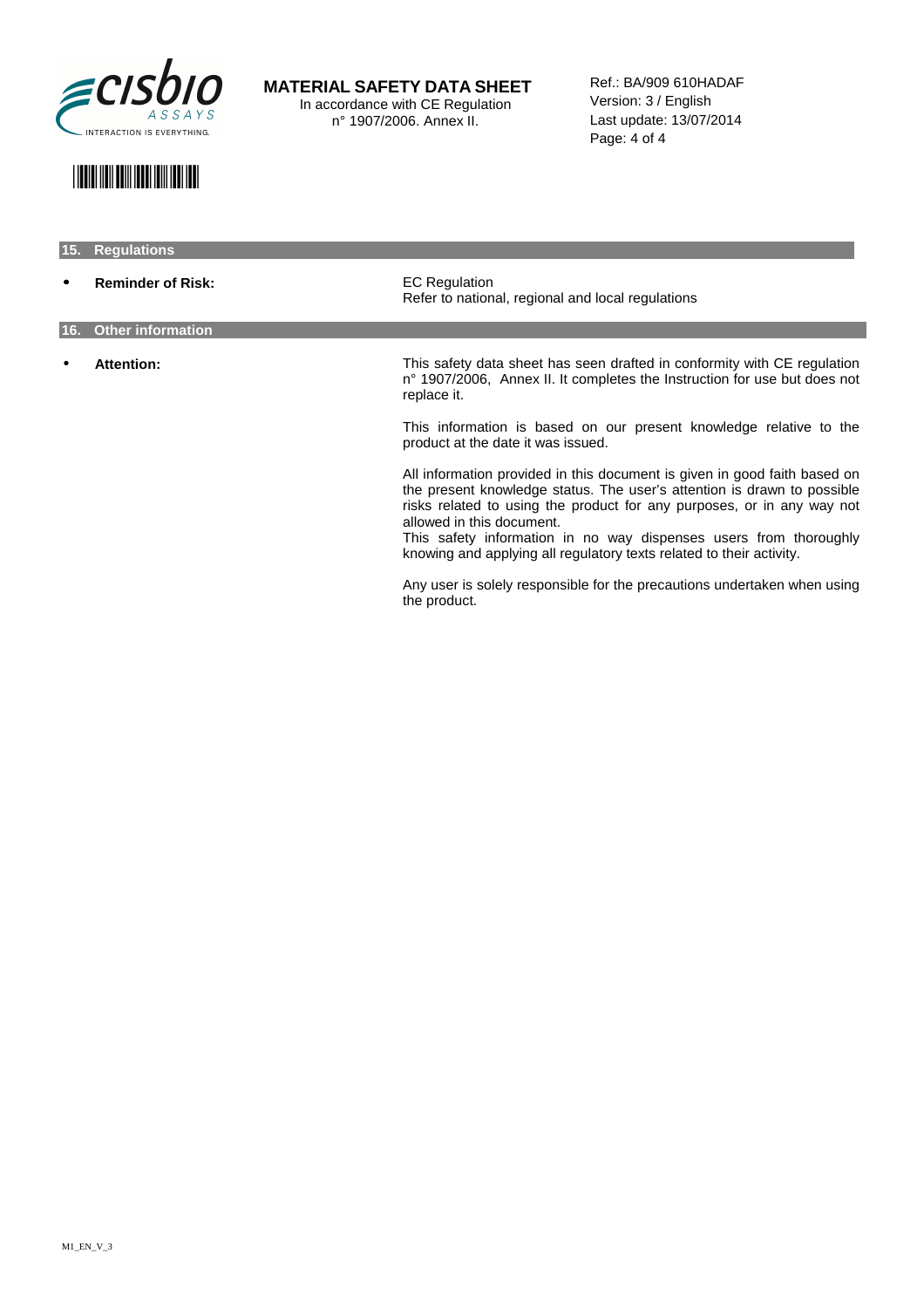## 15. Regulations

- **Reminder of Risk:** EC Regulation
  Refer to national, regional and local regulations

## 16. Other information

- **Attention:** This safety data sheet has seen drafted in conformity with CE regulation n° 1907/2006, Annex II. It completes the Instruction for use but does not replace it.

  This information is based on our present knowledge relative to the product at the date it was issued.

  All information provided in this document is given in good faith based on the present knowledge status. The user's attention is drawn to possible risks related to using the product for any purposes, or in any way not allowed in this document.
  This safety information in no way dispenses users from thoroughly knowing and applying all regulatory texts related to their activity.

  Any user is solely responsible for the precautions undertaken when using the product.